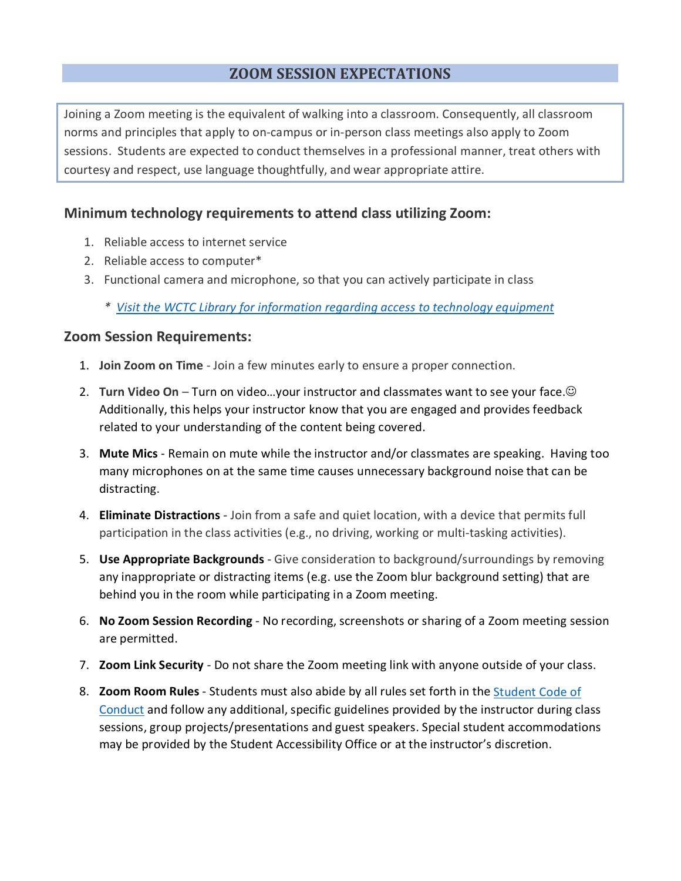# ZOOM SESSION EXPECTATIONS

Joining a Zoom meeting is the equivalent of walking into a classroom. Consequently, all classroom norms and principles that apply to on-campus or in-person class meetings also apply to Zoom sessions. Students are expected to conduct themselves in a professional manner, treat others with courtesy and respect, use language thoughtfully, and wear appropriate attire.

## Minimum technology requirements to attend class utilizing Zoom:

1. Reliable access to internet service
2. Reliable access to computer*
3. Functional camera and microphone, so that you can actively participate in class

\* *Visit the WCTC Library for information regarding access to technology equipment*

## Zoom Session Requirements:

1. **Join Zoom on Time** - Join a few minutes early to ensure a proper connection.
2. **Turn Video On** – Turn on video…your instructor and classmates want to see your face.☺ Additionally, this helps your instructor know that you are engaged and provides feedback related to your understanding of the content being covered.
3. **Mute Mics** - Remain on mute while the instructor and/or classmates are speaking. Having too many microphones on at the same time causes unnecessary background noise that can be distracting.
4. **Eliminate Distractions** - Join from a safe and quiet location, with a device that permits full participation in the class activities (e.g., no driving, working or multi-tasking activities).
5. **Use Appropriate Backgrounds** - Give consideration to background/surroundings by removing any inappropriate or distracting items (e.g. use the Zoom blur background setting) that are behind you in the room while participating in a Zoom meeting.
6. **No Zoom Session Recording** - No recording, screenshots or sharing of a Zoom meeting session are permitted.
7. **Zoom Link Security** - Do not share the Zoom meeting link with anyone outside of your class.
8. **Zoom Room Rules** - Students must also abide by all rules set forth in the Student Code of Conduct and follow any additional, specific guidelines provided by the instructor during class sessions, group projects/presentations and guest speakers. Special student accommodations may be provided by the Student Accessibility Office or at the instructor's discretion.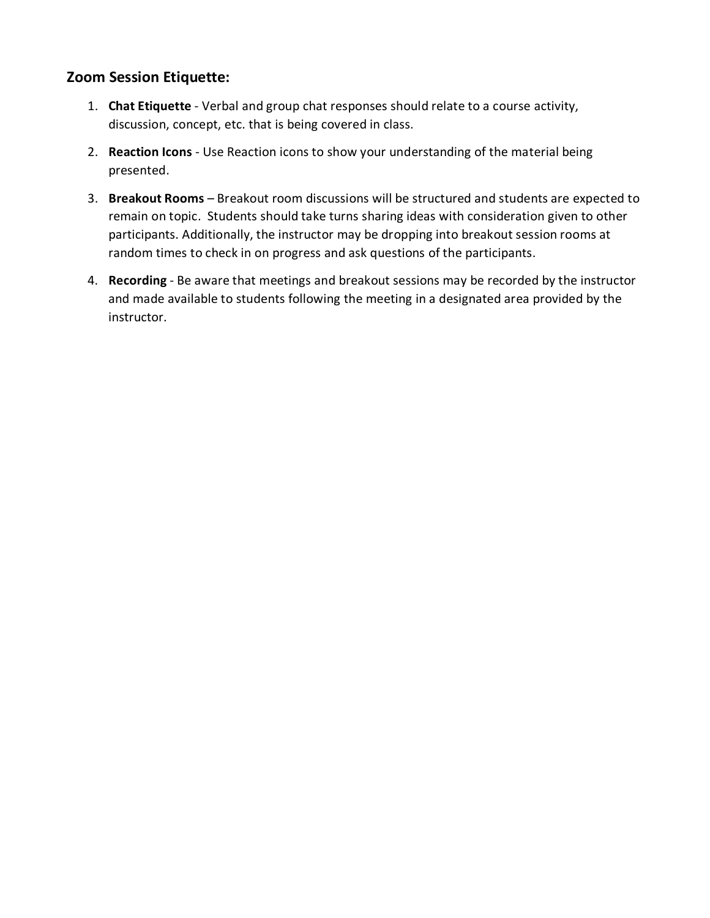### Zoom Session Etiquette:

1. **Chat Etiquette** - Verbal and group chat responses should relate to a course activity, discussion, concept, etc. that is being covered in class.
2. **Reaction Icons** - Use Reaction icons to show your understanding of the material being presented.
3. **Breakout Rooms** – Breakout room discussions will be structured and students are expected to remain on topic. Students should take turns sharing ideas with consideration given to other participants. Additionally, the instructor may be dropping into breakout session rooms at random times to check in on progress and ask questions of the participants.
4. **Recording** - Be aware that meetings and breakout sessions may be recorded by the instructor and made available to students following the meeting in a designated area provided by the instructor.